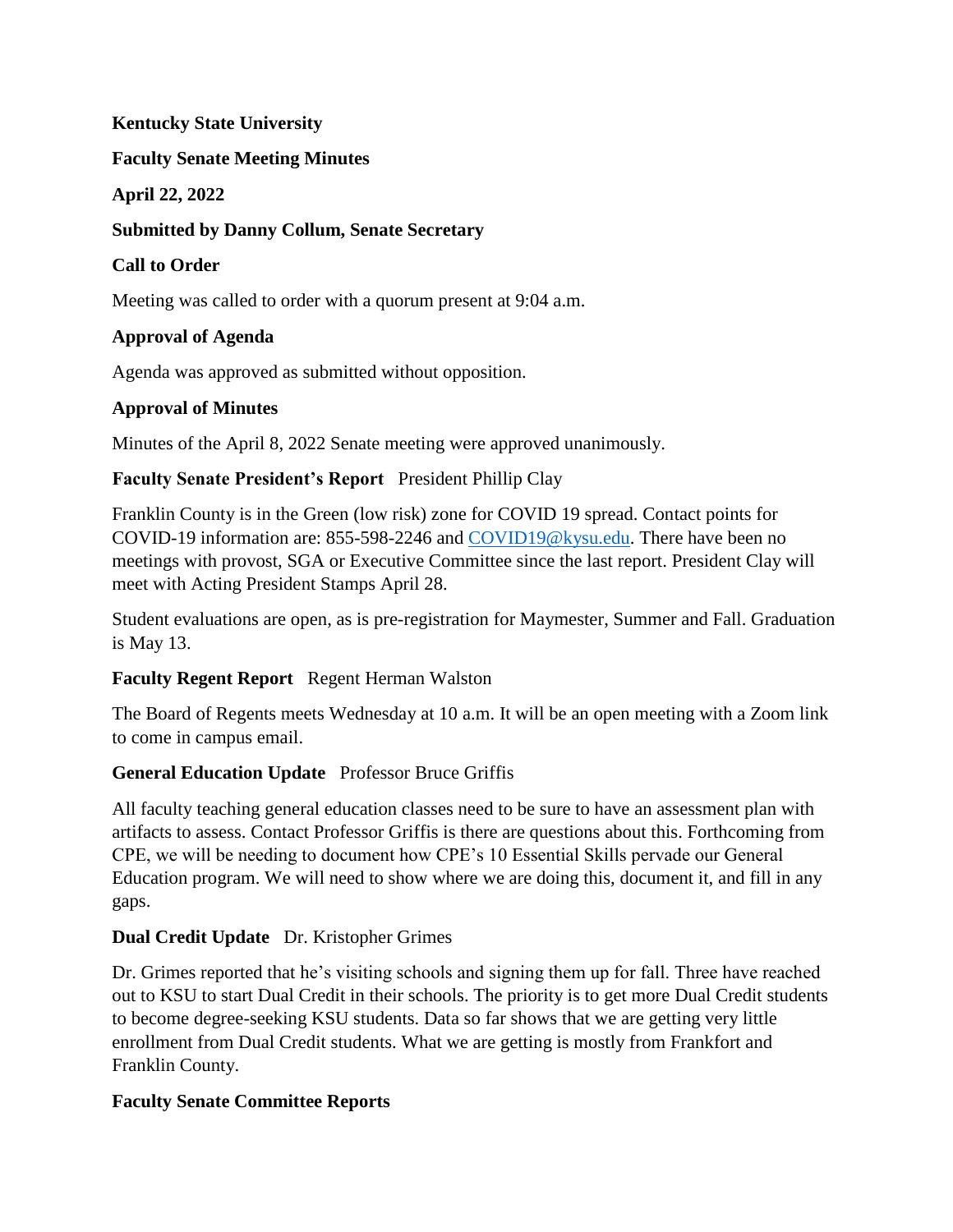**Kentucky State University**

**Faculty Senate Meeting Minutes**

**April 22, 2022**

**Submitted by Danny Collum, Senate Secretary**

**Call to Order**

Meeting was called to order with a quorum present at 9:04 a.m.

**Approval of Agenda**

Agenda was approved as submitted without opposition.

**Approval of Minutes**

Minutes of the April 8, 2022 Senate meeting were approved unanimously.

**Faculty Senate President's Report** President Phillip Clay

Franklin County is in the Green (low risk) zone for COVID 19 spread. Contact points for COVID-19 information are: 855-598-2246 and COVID19@kysu.edu. There have been no meetings with provost, SGA or Executive Committee since the last report. President Clay will meet with Acting President Stamps April 28.

Student evaluations are open, as is pre-registration for Maymester, Summer and Fall. Graduation is May 13.

**Faculty Regent Report** Regent Herman Walston

The Board of Regents meets Wednesday at 10 a.m. It will be an open meeting with a Zoom link to come in campus email.

**General Education Update** Professor Bruce Griffis

All faculty teaching general education classes need to be sure to have an assessment plan with artifacts to assess. Contact Professor Griffis is there are questions about this. Forthcoming from CPE, we will be needing to document how CPE's 10 Essential Skills pervade our General Education program. We will need to show where we are doing this, document it, and fill in any gaps.

**Dual Credit Update** Dr. Kristopher Grimes

Dr. Grimes reported that he's visiting schools and signing them up for fall. Three have reached out to KSU to start Dual Credit in their schools. The priority is to get more Dual Credit students to become degree-seeking KSU students. Data so far shows that we are getting very little enrollment from Dual Credit students. What we are getting is mostly from Frankfort and Franklin County.

**Faculty Senate Committee Reports**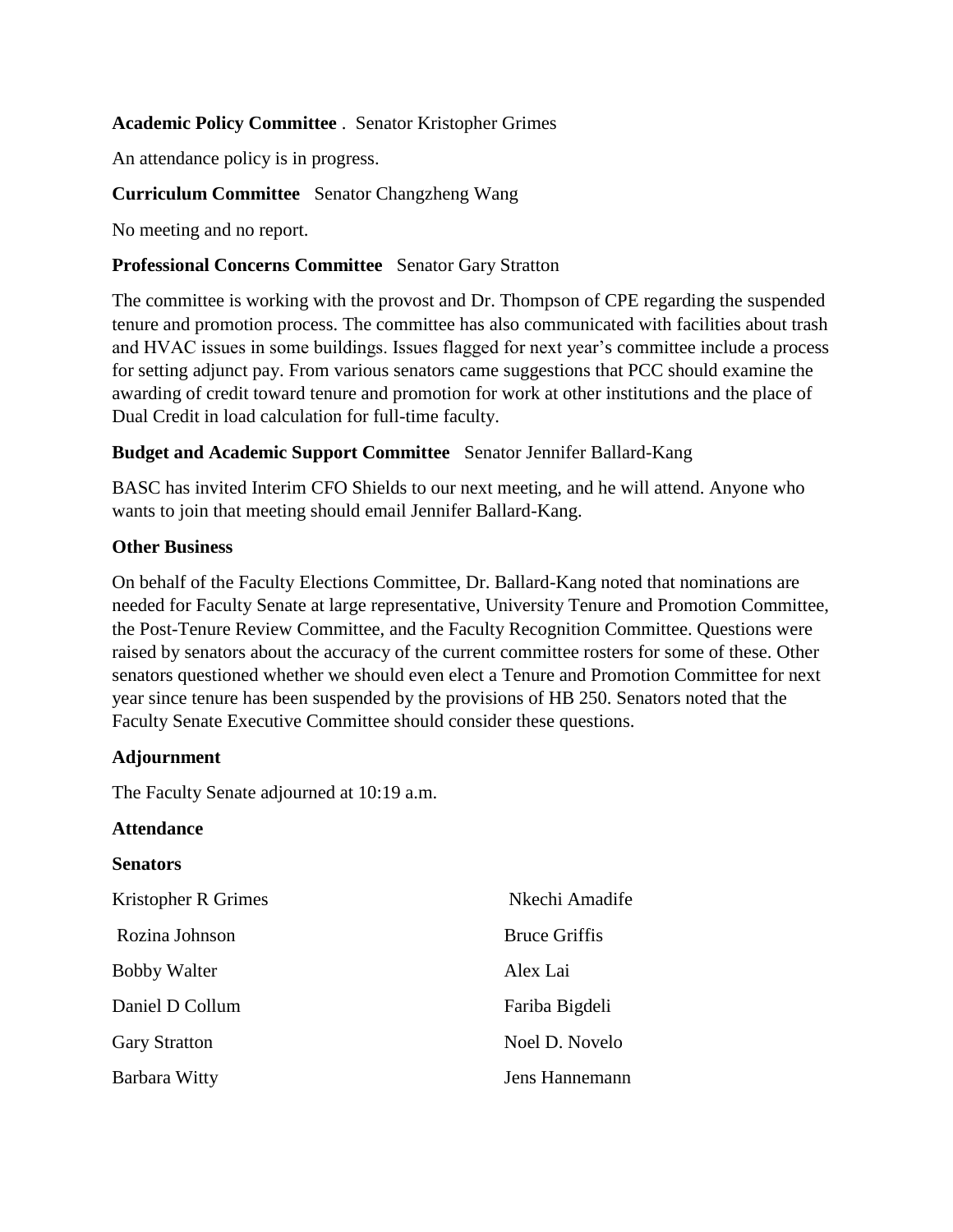**Academic Policy Committee** . Senator Kristopher Grimes

An attendance policy is in progress.

**Curriculum Committee** Senator Changzheng Wang

No meeting and no report.

**Professional Concerns Committee** Senator Gary Stratton

The committee is working with the provost and Dr. Thompson of CPE regarding the suspended tenure and promotion process. The committee has also communicated with facilities about trash and HVAC issues in some buildings. Issues flagged for next year's committee include a process for setting adjunct pay. From various senators came suggestions that PCC should examine the awarding of credit toward tenure and promotion for work at other institutions and the place of Dual Credit in load calculation for full-time faculty.

**Budget and Academic Support Committee** Senator Jennifer Ballard-Kang

BASC has invited Interim CFO Shields to our next meeting, and he will attend. Anyone who wants to join that meeting should email Jennifer Ballard-Kang.

**Other Business**

On behalf of the Faculty Elections Committee, Dr. Ballard-Kang noted that nominations are needed for Faculty Senate at large representative, University Tenure and Promotion Committee, the Post-Tenure Review Committee, and the Faculty Recognition Committee. Questions were raised by senators about the accuracy of the current committee rosters for some of these. Other senators questioned whether we should even elect a Tenure and Promotion Committee for next year since tenure has been suspended by the provisions of HB 250. Senators noted that the Faculty Senate Executive Committee should consider these questions.

**Adjournment**

The Faculty Senate adjourned at 10:19 a.m.

**Attendance**

**Senators**

| | |
|---|---|
| Kristopher R Grimes | Nkechi Amadife |
| Rozina Johnson | Bruce Griffis |
| Bobby Walter | Alex Lai |
| Daniel D Collum | Fariba Bigdeli |
| Gary Stratton | Noel D. Novelo |
| Barbara Witty | Jens Hannemann |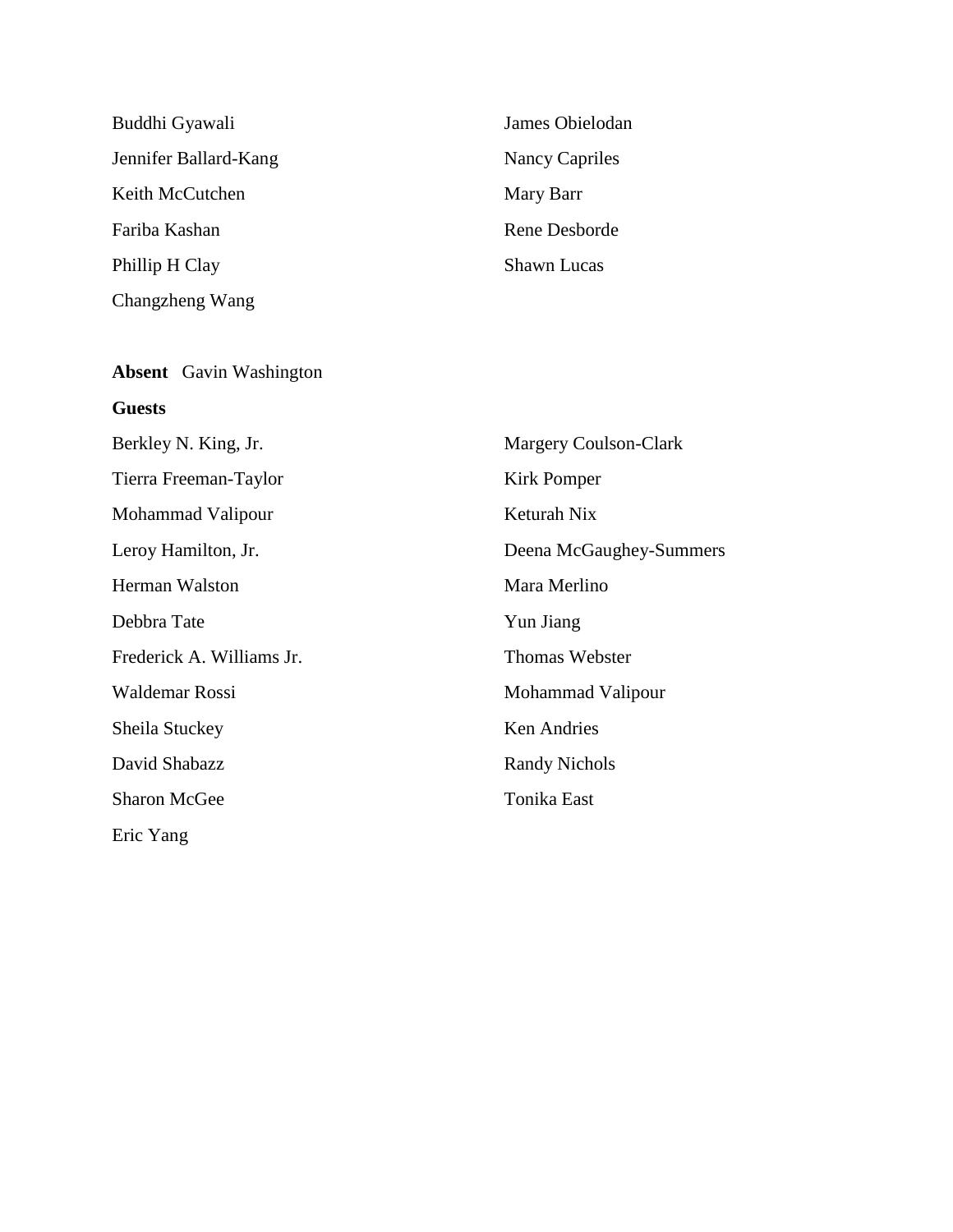Buddhi Gyawali

Jennifer Ballard-Kang

Keith McCutchen

Fariba Kashan

Phillip H Clay

Changzheng Wang

James Obielodan

Nancy Capriles

Mary Barr

Rene Desborde

Shawn Lucas

**Absent** Gavin Washington

**Guests**

Berkley N. King, Jr.

Tierra Freeman-Taylor

Mohammad Valipour

Leroy Hamilton, Jr.

Herman Walston

Debbra Tate

Frederick A. Williams Jr.

Waldemar Rossi

Sheila Stuckey

David Shabazz

Sharon McGee

Eric Yang

Margery Coulson-Clark

Kirk Pomper

Keturah Nix

Deena McGaughey-Summers

Mara Merlino

Yun Jiang

Thomas Webster

Mohammad Valipour

Ken Andries

Randy Nichols

Tonika East